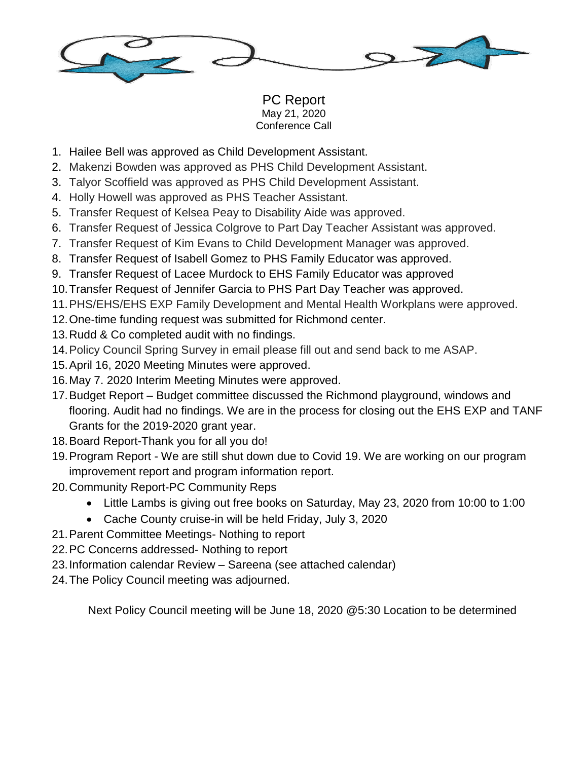# PC Report

May 21, 2020
Conference Call

1. Hailee Bell was approved as Child Development Assistant.
2. Makenzi Bowden was approved as PHS Child Development Assistant.
3. Talyor Scoffield was approved as PHS Child Development Assistant.
4. Holly Howell was approved as PHS Teacher Assistant.
5. Transfer Request of Kelsea Peay to Disability Aide was approved.
6. Transfer Request of Jessica Colgrove to Part Day Teacher Assistant was approved.
7. Transfer Request of Kim Evans to Child Development Manager was approved.
8. Transfer Request of Isabell Gomez to PHS Family Educator was approved.
9. Transfer Request of Lacee Murdock to EHS Family Educator was approved
10. Transfer Request of Jennifer Garcia to PHS Part Day Teacher was approved.
11. PHS/EHS/EHS EXP Family Development and Mental Health Workplans were approved.
12. One-time funding request was submitted for Richmond center.
13. Rudd & Co completed audit with no findings.
14. Policy Council Spring Survey in email please fill out and send back to me ASAP.
15. April 16, 2020 Meeting Minutes were approved.
16. May 7. 2020 Interim Meeting Minutes were approved.
17. Budget Report – Budget committee discussed the Richmond playground, windows and flooring. Audit had no findings. We are in the process for closing out the EHS EXP and TANF Grants for the 2019-2020 grant year.
18. Board Report-Thank you for all you do!
19. Program Report - We are still shut down due to Covid 19. We are working on our program improvement report and program information report.
20. Community Report-PC Community Reps
    - Little Lambs is giving out free books on Saturday, May 23, 2020 from 10:00 to 1:00
    - Cache County cruise-in will be held Friday, July 3, 2020
21. Parent Committee Meetings- Nothing to report
22. PC Concerns addressed- Nothing to report
23. Information calendar Review – Sareena (see attached calendar)
24. The Policy Council meeting was adjourned.

Next Policy Council meeting will be June 18, 2020 @5:30 Location to be determined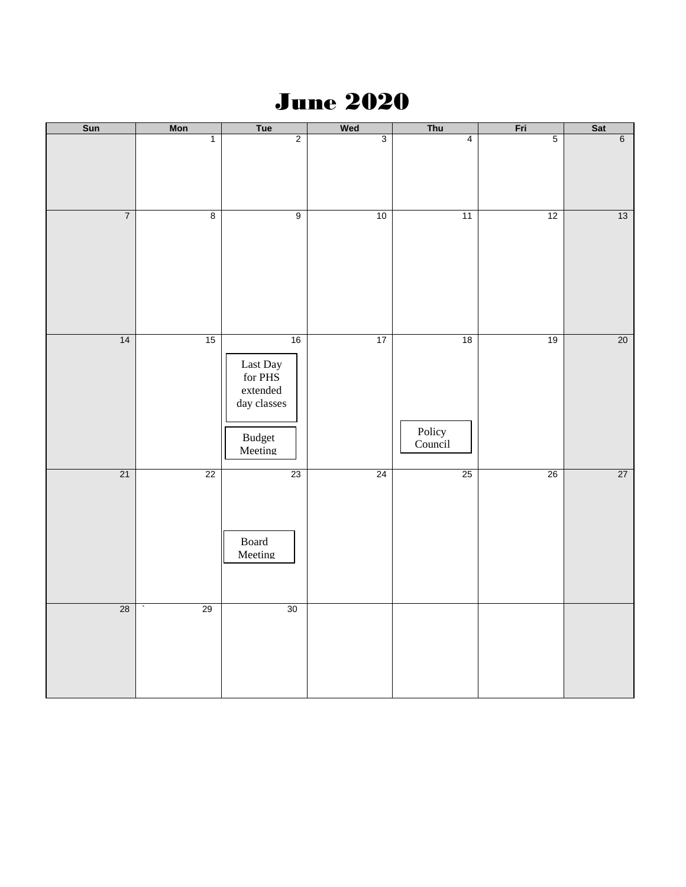# June 2020

| Sun | Mon | Tue | Wed | Thu | Fri | Sat |
|---|---|---|---|---|---|---|
| | 1 | 2 | 3 | 4 | 5 | 6 |
| 7 | 8 | 9 | 10 | 11 | 12 | 13 |
| 14 | 15 | 16<br>Last Day for PHS extended day classes<br>Budget Meeting | 17 | 18<br>Policy Council | 19 | 20 |
| 21 | 22 | 23<br>Board Meeting | 24 | 25 | 26 | 27 |
| 28 | ` 29 | 30 | | | | |